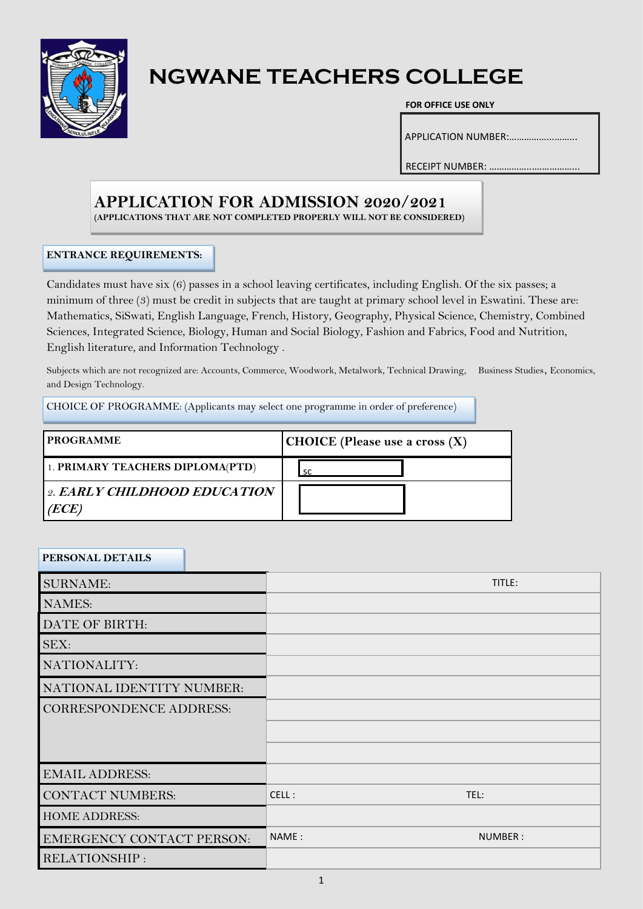# NGWANE TEACHERS COLLEGE

**FOR OFFICE USE ONLY**

APPLICATION NUMBER:………………………

RECEIPT NUMBER: ………………………………

## APPLICATION FOR ADMISSION 2020/2021

**(APPLICATIONS THAT ARE NOT COMPLETED PROPERLY WILL NOT BE CONSIDERED)**

### ENTRANCE REQUIREMENTS:

Candidates must have six (6) passes in a school leaving certificates, including English. Of the six passes; a minimum of three (3) must be credit in subjects that are taught at primary school level in Eswatini. These are: Mathematics, SiSwati, English Language, French, History, Geography, Physical Science, Chemistry, Combined Sciences, Integrated Science, Biology, Human and Social Biology, Fashion and Fabrics, Food and Nutrition, English literature, and Information Technology .

Subjects which are not recognized are: Accounts, Commerce, Woodwork, Metalwork, Technical Drawing, Business Studies, Economics, and Design Technology.

CHOICE OF PROGRAMME: (Applicants may select one programme in order of preference)

| **PROGRAMME** | **CHOICE (Please use a cross (X)** |
| --- | --- |
| 1. **PRIMARY TEACHERS DIPLOMA(PTD)** | SC |
| 2. ***EARLY CHILDHOOD EDUCATION (ECE)*** | |

### PERSONAL DETAILS

| | |
| --- | --- |
| SURNAME: | TITLE: |
| NAMES: | |
| DATE OF BIRTH: | |
| SEX: | |
| NATIONALITY: | |
| NATIONAL IDENTITY NUMBER: | |
| CORRESPONDENCE ADDRESS: | |
| | |
| | |
| EMAIL ADDRESS: | |
| CONTACT NUMBERS: | CELL : TEL: |
| HOME ADDRESS: | |
| EMERGENCY CONTACT PERSON: | NAME : NUMBER : |
| RELATIONSHIP : | |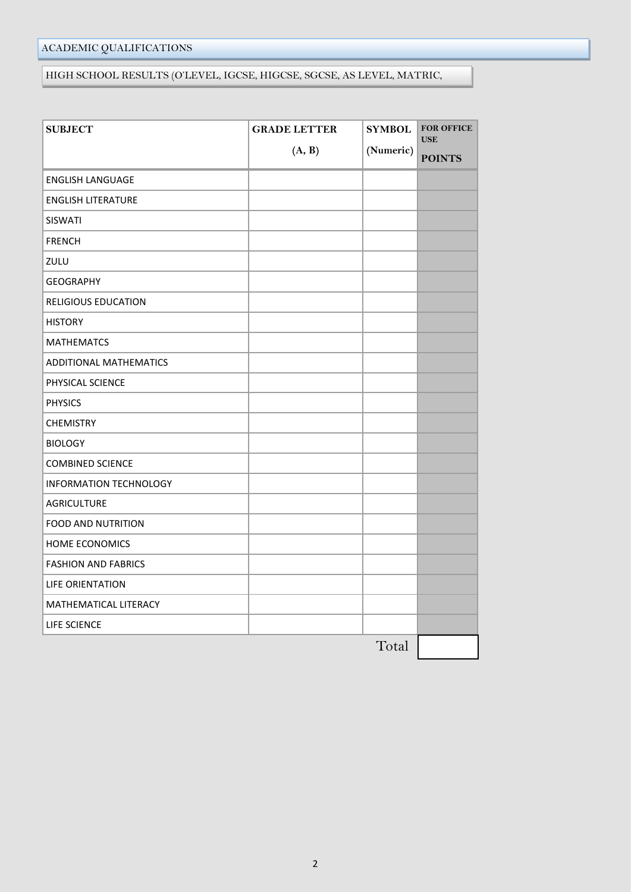ACADEMIC QUALIFICATIONS

HIGH SCHOOL RESULTS (O'LEVEL, IGCSE, HIGCSE, SGCSE, AS LEVEL, MATRIC,

| SUBJECT | GRADE LETTER (A, B) | SYMBOL (Numeric) | FOR OFFICE USE POINTS |
|---|---|---|---|
| ENGLISH LANGUAGE | | | |
| ENGLISH LITERATURE | | | |
| SISWATI | | | |
| FRENCH | | | |
| ZULU | | | |
| GEOGRAPHY | | | |
| RELIGIOUS EDUCATION | | | |
| HISTORY | | | |
| MATHEMATCS | | | |
| ADDITIONAL MATHEMATICS | | | |
| PHYSICAL SCIENCE | | | |
| PHYSICS | | | |
| CHEMISTRY | | | |
| BIOLOGY | | | |
| COMBINED SCIENCE | | | |
| INFORMATION TECHNOLOGY | | | |
| AGRICULTURE | | | |
| FOOD AND NUTRITION | | | |
| HOME ECONOMICS | | | |
| FASHION AND FABRICS | | | |
| LIFE ORIENTATION | | | |
| MATHEMATICAL LITERACY | | | |
| LIFE SCIENCE | | | |
| | | Total | |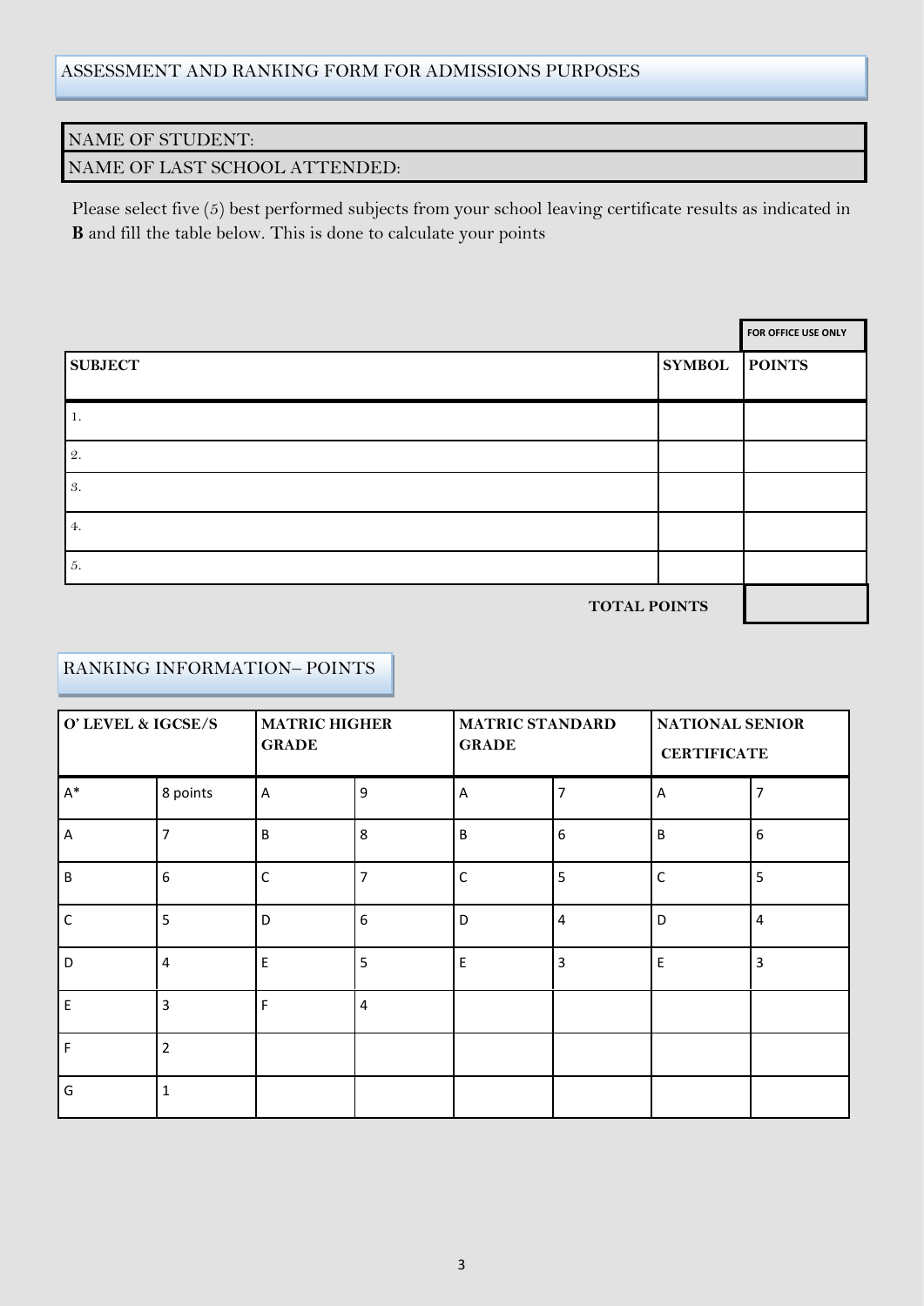## ASSESSMENT AND RANKING FORM FOR ADMISSIONS PURPOSES

NAME OF STUDENT:

NAME OF LAST SCHOOL ATTENDED:

Please select five (5) best performed subjects from your school leaving certificate results as indicated in **B** and fill the table below. This is done to calculate your points

| SUBJECT | SYMBOL | FOR OFFICE USE ONLY<br>POINTS |
|---|---|---|
| 1. | | |
| 2. | | |
| 3. | | |
| 4. | | |
| 5. | | |
| | **TOTAL POINTS** | |

## RANKING INFORMATION– POINTS

| O' LEVEL & IGCSE/S | | MATRIC HIGHER GRADE | | MATRIC STANDARD GRADE | | NATIONAL SENIOR CERTIFICATE | |
|---|---|---|---|---|---|---|---|
| A* | 8 points | A | 9 | A | 7 | A | 7 |
| A | 7 | B | 8 | B | 6 | B | 6 |
| B | 6 | C | 7 | C | 5 | C | 5 |
| C | 5 | D | 6 | D | 4 | D | 4 |
| D | 4 | E | 5 | E | 3 | E | 3 |
| E | 3 | F | 4 | | | | |
| F | 2 | | | | | | |
| G | 1 | | | | | | |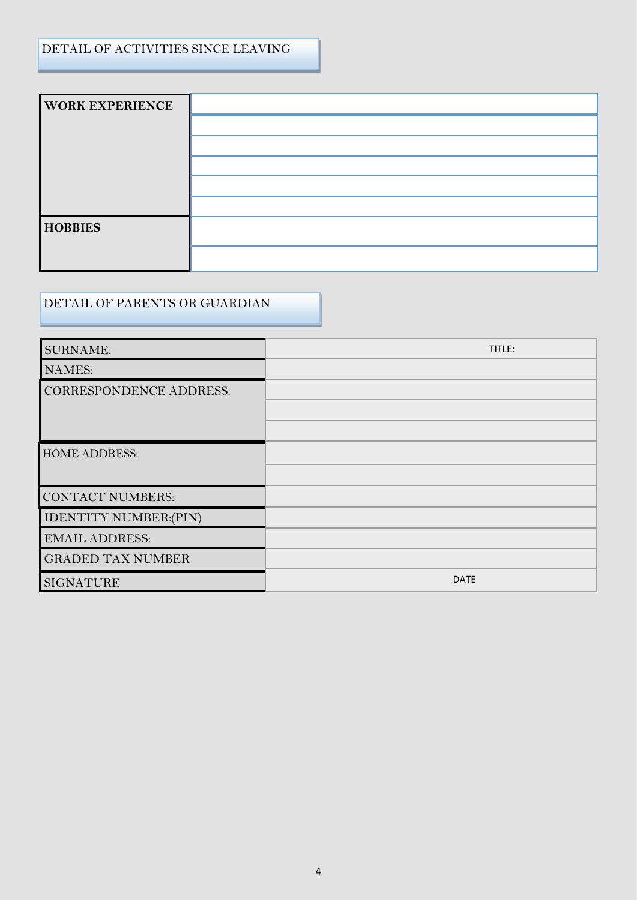## DETAIL OF ACTIVITIES SINCE LEAVING

| | |
|---|---|
| **WORK EXPERIENCE** | |
| | |
| | |
| | |
| | |
| | |
| **HOBBIES** | |
| | |

## DETAIL OF PARENTS OR GUARDIAN

| | |
|---|---|
| SURNAME: | TITLE: |
| NAMES: | |
| CORRESPONDENCE ADDRESS: | |
| | |
| | |
| HOME ADDRESS: | |
| | |
| CONTACT NUMBERS: | |
| IDENTITY NUMBER:(PIN) | |
| EMAIL ADDRESS: | |
| GRADED TAX NUMBER | |
| SIGNATURE | DATE |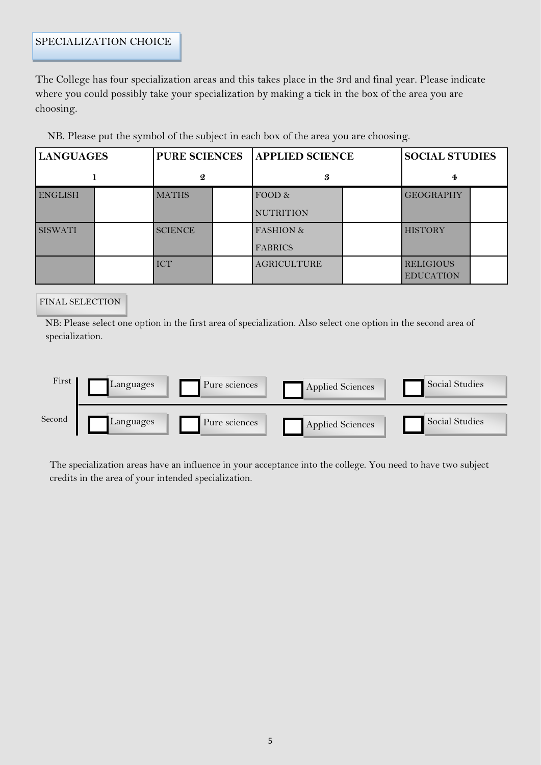## SPECIALIZATION CHOICE

The College has four specialization areas and this takes place in the 3rd and final year. Please indicate where you could possibly take your specialization by making a tick in the box of the area you are choosing.

NB. Please put the symbol of the subject in each box of the area you are choosing.

| LANGUAGES | | PURE SCIENCES | | APPLIED SCIENCE | | SOCIAL STUDIES | |
|---|---|---|---|---|---|---|---|
| 1 | | 2 | | 3 | | 4 | |
| ENGLISH | | MATHS | | FOOD & NUTRITION | | GEOGRAPHY | |
| SISWATI | | SCIENCE | | FASHION & FABRICS | | HISTORY | |
| | | ICT | | AGRICULTURE | | RELIGIOUS EDUCATION | |

### FINAL SELECTION

NB: Please select one option in the first area of specialization. Also select one option in the second area of specialization.

| | | | | |
|---|---|---|---|---|
| First | ☐ Languages | ☐ Pure sciences | ☐ Applied Sciences | ☐ Social Studies |
| Second | ☐ Languages | ☐ Pure sciences | ☐ Applied Sciences | ☐ Social Studies |

The specialization areas have an influence in your acceptance into the college. You need to have two subject credits in the area of your intended specialization.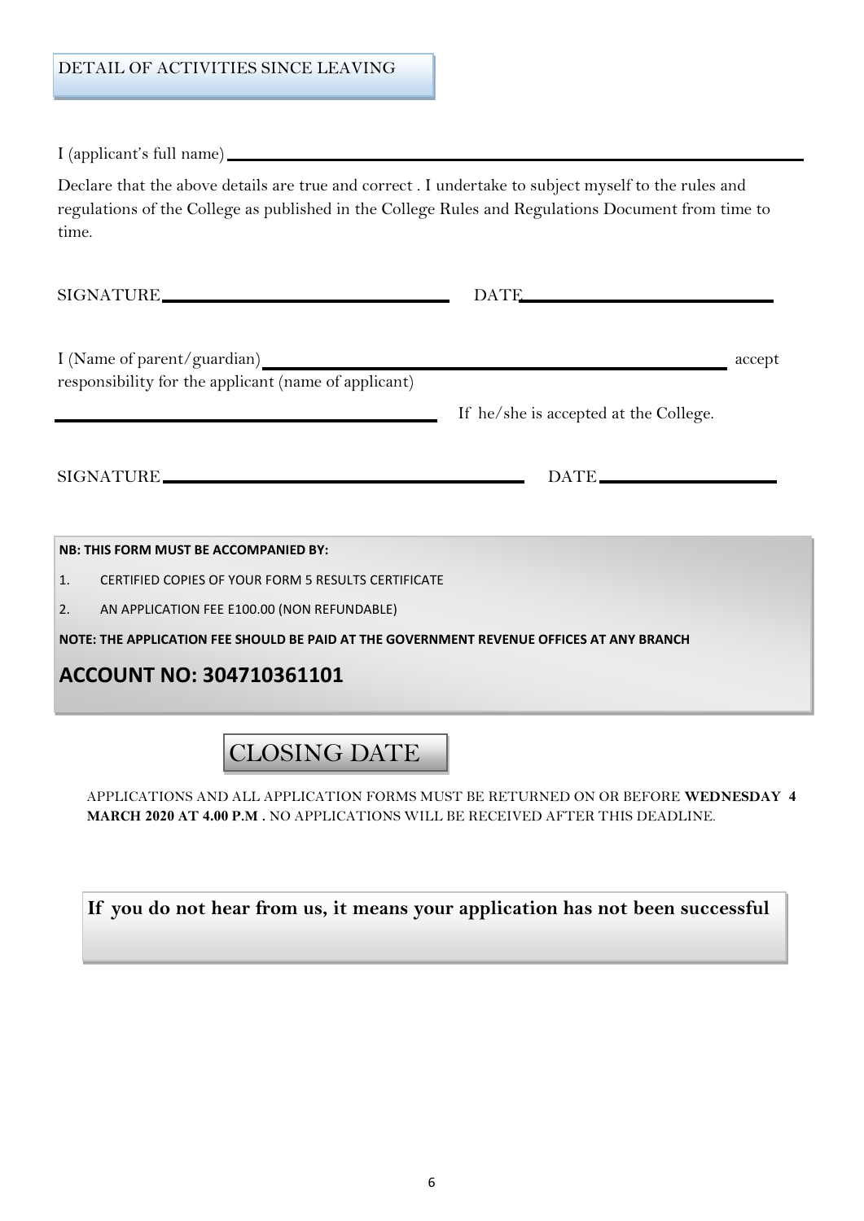## DETAIL OF ACTIVITIES SINCE LEAVING

I (applicant's full name) ____________________________________________

Declare that the above details are true and correct . I undertake to subject myself to the rules and regulations of the College as published in the College Rules and Regulations Document from time to time.

SIGNATURE ______________________________ DATE ______________________

I (Name of parent/guardian) ______________________________________ accept responsibility for the applicant (name of applicant)

______________________________ If he/she is accepted at the College.

SIGNATURE ______________________________ DATE ______________________

**NB: THIS FORM MUST BE ACCOMPANIED BY:**

1. CERTIFIED COPIES OF YOUR FORM 5 RESULTS CERTIFICATE
2. AN APPLICATION FEE E100.00 (NON REFUNDABLE)

**NOTE: THE APPLICATION FEE SHOULD BE PAID AT THE GOVERNMENT REVENUE OFFICES AT ANY BRANCH**

**ACCOUNT NO: 304710361101**

## CLOSING DATE

APPLICATIONS AND ALL APPLICATION FORMS MUST BE RETURNED ON OR BEFORE **WEDNESDAY 4 MARCH 2020 AT 4.00 P.M .** NO APPLICATIONS WILL BE RECEIVED AFTER THIS DEADLINE.

**If you do not hear from us, it means your application has not been successful**